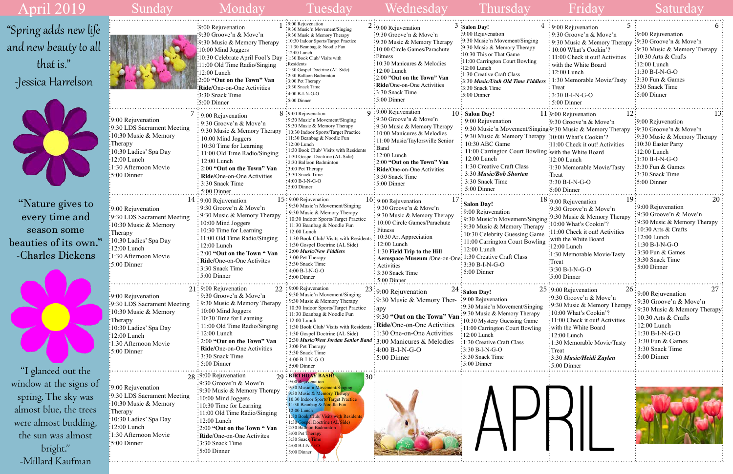# April 2019

"Spring adds new life and new beauty to all that is."
-Jessica Harrelson

"Nature gives to every time and season some beauties of its own."
-Charles Dickens

"I glanced out the window at the signs of spring. The sky was almost blue, the trees were almost budding, the sun was almost bright."
-Millard Kaufman

| Sunday | Monday | Tuesday | Wednesday | Thursday | Friday | Saturday |
| --- | --- | --- | --- | --- | --- | --- |
| | **1**<br>9:00 Rejuvenation<br>9:30 Groove'n & Move'n<br>9:30 Music & Memory Therapy<br>10:00 Mind Joggers<br>10:30 Celebrate April Fool's Day<br>11:00 Old Time Radio/Singing<br>12:00 Lunch<br>2:00 **"Out on the Town" Van Ride**/One-on-One Activities<br>3:30 Snack Time<br>5:00 Dinner | **2**<br>9:00 Rejuvenation<br>9:30 Music'n Movement/Singing<br>9:30 Music & Memory Therapy<br>10:30 Indoor Sports/Target Practice<br>11:30 Beanbag & Noodle Fun<br>12:00 Lunch<br>1:30 Book Club/ Visits with Residents<br>1:30 Gospel Doctrine (AL Side)<br>2:30 Balloon Badminton<br>3:00 Pet Therapy<br>3:30 Snack Time<br>4:00 B-I-N-G-O<br>5:00 Dinner | **3**<br>9:00 Rejuvenation<br>9:30 Groove'n & Move'n<br>9:30 Music & Memory Therapy<br>10:00 Circle Games/Parachute Fitness<br>10:30 Manicures & Melodies<br>12:00 Lunch<br>2:00 **"Out on the Town" Van Ride**/One-on-One Activities<br>3:30 Snack Time<br>5:00 Dinner | **4**<br>**Salon Day!**<br>9:00 Rejuvenation<br>9:30 Music'n Movement/Singing<br>9:30 Music & Memory Therapy<br>10:30 This or That Game<br>11:00 Carrington Court Bowling<br>12:00 Lunch<br>1:30 Creative Craft Class<br>3:30 ***Music/Utah Old Time Fiddlers***<br>3:30 Snack Time<br>5:00 Dinner | **5**<br>9:00 Rejuvenation<br>9:30 Groove'n & Move'n<br>9:30 Music & Memory Therapy<br>10:00 What's Cookin'?<br>11:00 Check it out! Activities with the White Board<br>12:00 Lunch<br>1:30 Memorable Movie/Tasty Treat<br>3:30 B-I-N-G-O<br>5:00 Dinner | **6**<br>9:00 Rejuvenation<br>9:30 Groove'n & Move'n<br>9:30 Music & Memory Therapy<br>10:30 Arts & Crafts<br>12:00 Lunch<br>1:30 B-I-N-G-O<br>3:30 Fun & Games<br>330 Snack Time<br>5:00 Dinner |
| **7**<br>9:00 Rejuvenation<br>9:30 LDS Sacrament Meeting<br>10:30 Music & Memory Therapy<br>10:30 Ladies' Spa Day<br>12:00 Lunch<br>1:30 Afternoon Movie<br>5:00 Dinner | **8**<br>9:00 Rejuvenation<br>9:30 Groove'n & Move'n<br>9:30 Music & Memory Therapy<br>10:00 Mind Joggers<br>10:30 Time for Learning<br>11:00 Old Time Radio/Singing<br>12:00 Lunch<br>2:00 **"Out on the Town" Van Ride**/One-on-One Activities<br>3:30 Snack Time<br>5:00 Dinner | **9**<br>9:00 Rejuvenation<br>9:30 Music'n Movement/Singing<br>9:30 Music & Memory Therapy<br>10:30 Indoor Sports/Target Practice<br>11:30 Beanbag & Noodle Fun<br>12:00 Lunch<br>1:30 Book Club/ Visits with Residents<br>1:30 Gospel Doctrine (AL Side)<br>2:30 Balloon Badminton<br>3:00 Pet Therapy<br>3:30 Snack Time<br>4:00 B-I-N-G-O<br>5:00 Dinner | **10**<br>9:00 Rejuvenation<br>9:30 Groove'n & Move'n<br>9:30 Music & Memory Therapy<br>10:00 Manicures & Melodies<br>11:00 Music/Taylorsville Senior Band<br>12:00 Lunch<br>2:00 **"Out on the Town" Van Ride**/One-on-One Activities<br>3:30 Snack Time<br>5:00 Dinner | **11**<br>**Salon Day!**<br>9:00 Rejuvenation<br>9:30 Music'n Movement/Singing<br>9:30 Music & Memory Therapy<br>10:30 ABC Game<br>11:00 Carrington Court Bowling<br>12:00 Lunch<br>1:30 Creative Craft Class<br>3:30 ***Music/Bob Shorten***<br>3:30 Snack Time<br>5:00 Dinner | **12**<br>9:00 Rejuvenation<br>9:30 Groove'n & Move'n<br>9:30 Music & Memory Therapy<br>10:00 What's Cookin'?<br>11:00 Check it out! Activities with the White Board<br>12:00 Lunch<br>1:30 Memorable Movie/Tasty Treat<br>3:30 B-I-N-G-O<br>5:00 Dinner | **13**<br>9:00 Rejuvenation<br>9:30 Groove'n & Move'n<br>9:30 Music & Memory Therapy<br>10:30 Easter Party<br>12:00 Lunch<br>1:30 B-I-N-G-O<br>3:30 Fun & Games<br>3:30 Snack Time<br>5:00 Dinner |
| **14**<br>9:00 Rejuvenation<br>9:30 LDS Sacrament Meeting<br>10:30 Music & Memory Therapy<br>10:30 Ladies' Spa Day<br>12:00 Lunch<br>1:30 Afternoon Movie<br>5:00 Dinner | **15**<br>9:00 Rejuvenation<br>9:30 Groove'n & Move'n<br>9:30 Music & Memory Therapy<br>10:00 Mind Joggers<br>10:30 Time for Learning<br>11:00 Old Time Radio/Singing<br>12:00 Lunch<br>2:00 **"Out on the Town " Van Ride**/One-on-One Activites<br>3:30 Snack Time<br>5:00 Dinner | **16**<br>9:00 Rejuvenation<br>9:30 Music'n Movement/Singing<br>9:30 Music & Memory Therapy<br>10:30 Indoor Sports/Target Practice<br>11:30 Beanbag & Noodle Fun<br>12:00 Lunch<br>1:30 Book Club/ Visits with Residents<br>1:30 Gospel Doctrine (AL Side)<br>2:00 ***Music/New Fiddlers***<br>3:00 Pet Therapy<br>3:30 Snack Time<br>4:00 B-I-N-G-O<br>5:00 Dinner | **17**<br>9:00 Rejuvenation<br>9:30 Groove'n & Move'n<br>9:30 Music & Memory Therapy<br>10:00 Circle Games/Parachute Fitness<br>10:30 Art Appreciation<br>12:00 Lunch<br>1:30 **Field Trip to the Hill Aerospace Museum** /One-on-One Activities<br>3:30 Snack Time<br>5:00 Dinner | **18**<br>**Salon Day!**<br>9:00 Rejuvenation<br>9:30 Music'n Movement/Singing<br>9:30 Music & Memory Therapy<br>10:30 Celebrity Guessing Game<br>11:00 Carrington Court Bowling<br>12:00 Lunch<br>1:30 Creative Craft Class<br>3:30 B-I-N-G-O<br>5:00 Dinner | **19**<br>9:00 Rejuvenation<br>9:30 Groove'n & Move'n<br>9:30 Music & Memory Therapy<br>11:00 Check it out! Activities with the White Board<br>12:00 Lunch<br>1:30 Memorable Movie/Tasty Treat<br>3:30 B-I-N-G-O<br>5:00 Dinner | **20**<br>9:00 Rejuvenation<br>9:30 Groove'n & Move'n<br>9:30 Music & Memory Therapy<br>10:30 Arts & Crafts<br>12:00 Lunch<br>1:30 B-I-N-G-O<br>3:30 Fun & Games<br>3:30 Snack Time<br>5:00 Dinner |
| **21**<br>9:00 Rejuvenation<br>9:30 LDS Sacrament Meeting<br>10:30 Music & Memory Therapy<br>10:30 Ladies' Spa Day<br>12:00 Lunch<br>1:30 Afternoon Movie<br>5:00 Dinner | **22**<br>9:00 Rejuvenation<br>9:30 Groove'n & Move'n<br>9:30 Music & Memory Therapy<br>10:00 Mind Joggers<br>10:30 Time for Learning<br>11:00 Old Time Radio/Singing<br>12:00 Lunch<br>2:00 **"Out on the Town" Van Ride**/One-on-One Activities<br>3:30 Snack Time<br>5:00 Dinner | **23**<br>9:00 Rejuvenation<br>9:30 Music'n Movement/Singing<br>9:30 Music & Memory Therapy<br>10:30 Indoor Sports/Target Practice<br>11:30 Beanbag & Noodle Fun<br>12:00 Lunch<br>1:30 Book Club/ Visits with Residents<br>1:30 Gospel Doctrine (AL Side)<br>2:30 ***Music/West Jordan Senior Band***<br>3:00 Pet Therapy<br>3:30 Snack Time<br>4:00 B-I-N-G-O<br>5:00 Dinner | **24**<br>9:00 Rejuvenation<br>9:30 Music & Memory Therapy<br>9:30 **"Out on the Town" Van Ride**/One-on-One Activities<br>1:30 One-on-One Activities<br>3:00 Manicures & Melodies<br>4:00 B-I-N-G-O<br>5:00 Dinner | **25**<br>**Salon Day!**<br>9:00 Rejuvenation<br>9:30 Music'n Movement/Singing<br>9:30 Music & Memory Therapy<br>10:30 Mystery Guessing Game<br>11:00 Carrington Court Bowling<br>12:00 Lunch<br>1:30 Creative Craft Class<br>3:30 B-I-N-G-O<br>3:30 Snack Time<br>5:00 Dinner | **26**<br>9:00 Rejuvenation<br>9:30 Groove'n & Move'n<br>9:30 Music & Memory Therapy<br>10:00 What's Cookin'?<br>11:00 Check it out! Activities with the White Board<br>12:00 Lunch<br>1:30 Memorable Movie/Tasty Treat<br>3:30 ***Music/Heidi Zaylen***<br>5:00 Dinner | **27**<br>9:00 Rejuvenation<br>9:30 Groove'n & Move'n<br>9:30 Music & Memory Therapy<br>10:30 Arts & Crafts<br>12:00 Lunch<br>1:30 B-I-N-G-O<br>3:30 Fun & Games<br>3:30 Snack Time<br>5:00 Dinner |
| **28**<br>9:00 Rejuvenation<br>9:30 LDS Sacrament Meeting<br>10:30 Music & Memory Therapy<br>10:30 Ladies' Spa Day<br>12:00 Lunch<br>1:30 Afternoon Movie<br>5:00 Dinner | **29**<br>9:00 Rejuvenation<br>9:30 Groove'n & Move'n<br>9:30 Music & Memory Therapy<br>10:00 Mind Joggers<br>10:30 Time for Learning<br>11:00 Old Time Radio/Singing<br>12:00 Lunch<br>2:00 **"Out on the Town " Van Ride**/One-on-One Activites<br>3:30 Snack Time<br>5:00 Dinner | **30**<br>**BIRTHDAY BASH!**<br>9:00 Rejuvenation<br>9:30 Music'n Movement/Singing<br>9:30 Music & Memory Therapy<br>10:30 Indoor Sports/Target Practice<br>11:30 Beanbag & Noodle Fun<br>12:00 Lunch<br>1:30 Book Club/ Visits with Residents<br>1:30 Gospel Doctrine (AL Side)<br>2:30 Balloon Badminton<br>3:00 Pet Therapy<br>3:30 Snack Time<br>4:00 B-I-N-G-O<br>5:00 Dinner | | APRIL | | |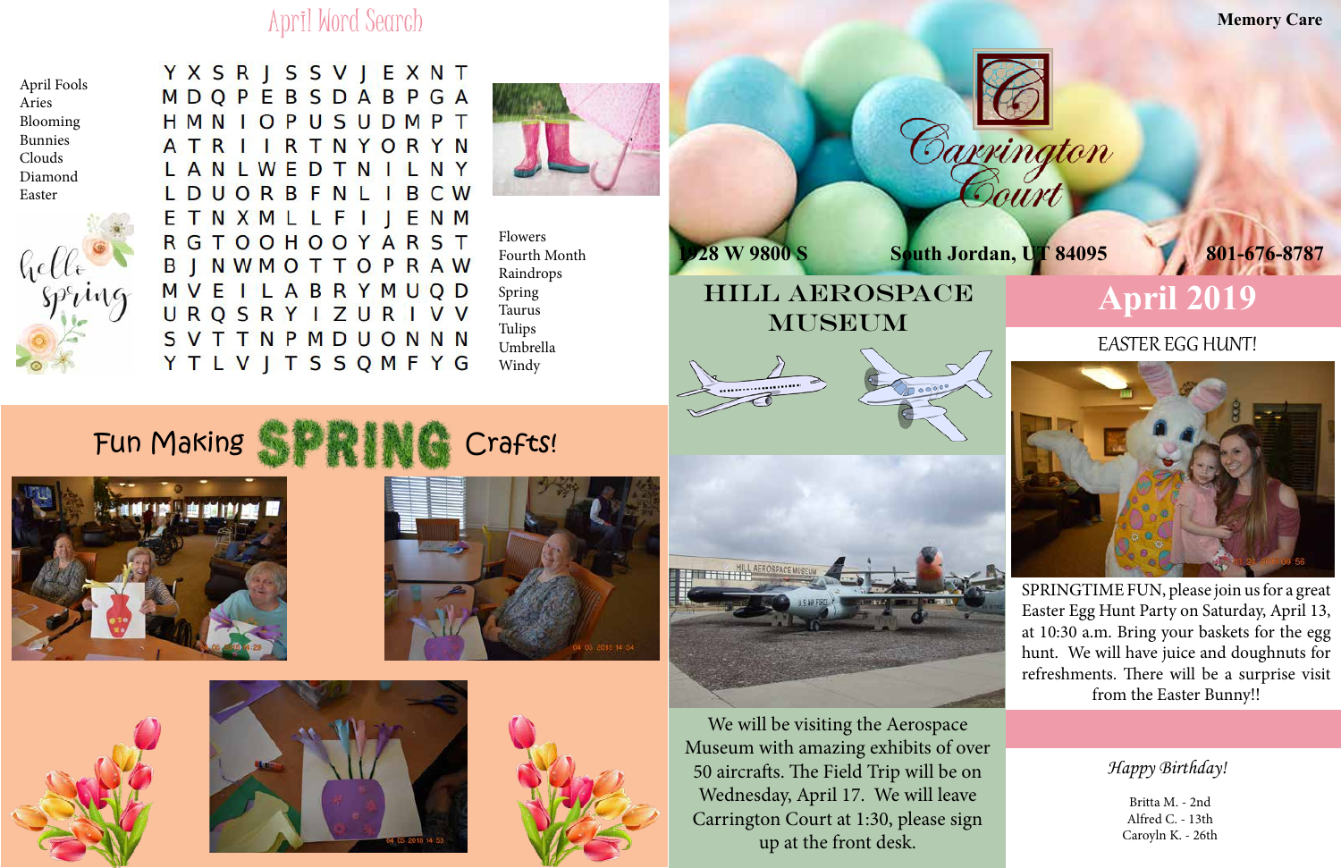## April Word Search

April Fools
Aries
Blooming
Bunnies
Clouds
Diamond
Easter

| | | | | | | | | | | | |
|---|---|---|---|---|---|---|---|---|---|---|---|
| Y | X | S | R | J | S | S | V | J | E | X | N | T |
| M | D | Q | P | E | B | S | D | A | B | P | G | A |
| H | M | N | I | O | P | U | S | U | D | M | P | T |
| A | T | R | I | I | R | T | N | Y | O | R | Y | N |
| L | A | N | L | W | E | D | T | N | I | L | N | Y |
| L | D | U | O | R | B | F | N | L | I | B | C | W |
| E | T | N | X | M | L | L | F | I | J | E | N | M |
| R | G | T | O | O | H | O | O | Y | A | R | S | T |
| B | J | N | W | M | O | T | T | O | P | R | A | W |
| M | V | E | I | L | A | B | R | Y | M | U | Q | D |
| U | R | Q | S | R | Y | I | Z | U | R | I | V | V |
| S | V | T | T | N | P | M | D | U | O | N | N | N |
| Y | T | L | V | J | T | S | S | Q | M | F | Y | G |

Flowers
Fourth Month
Raindrops
Spring
Taurus
Tulips
Umbrella
Windy

hello spring

## Fun Making SPRING Crafts!

Memory Care

# Carrington Court

1928 W 9800 S South Jordan, UT 84095 801-676-8787

## HILL AEROSPACE MUSEUM

We will be visiting the Aerospace Museum with amazing exhibits of over 50 aircrafts. The Field Trip will be on Wednesday, April 17. We will leave Carrington Court at 1:30, please sign up at the front desk.

# April 2019

### EASTER EGG HUNT!

SPRINGTIME FUN, please join us for a great Easter Egg Hunt Party on Saturday, April 13, at 10:30 a.m. Bring your baskets for the egg hunt. We will have juice and doughnuts for refreshments. There will be a surprise visit from the Easter Bunny!!

*Happy Birthday!*

Britta M. - 2nd
Alfred C. - 13th
Caroyln K. - 26th